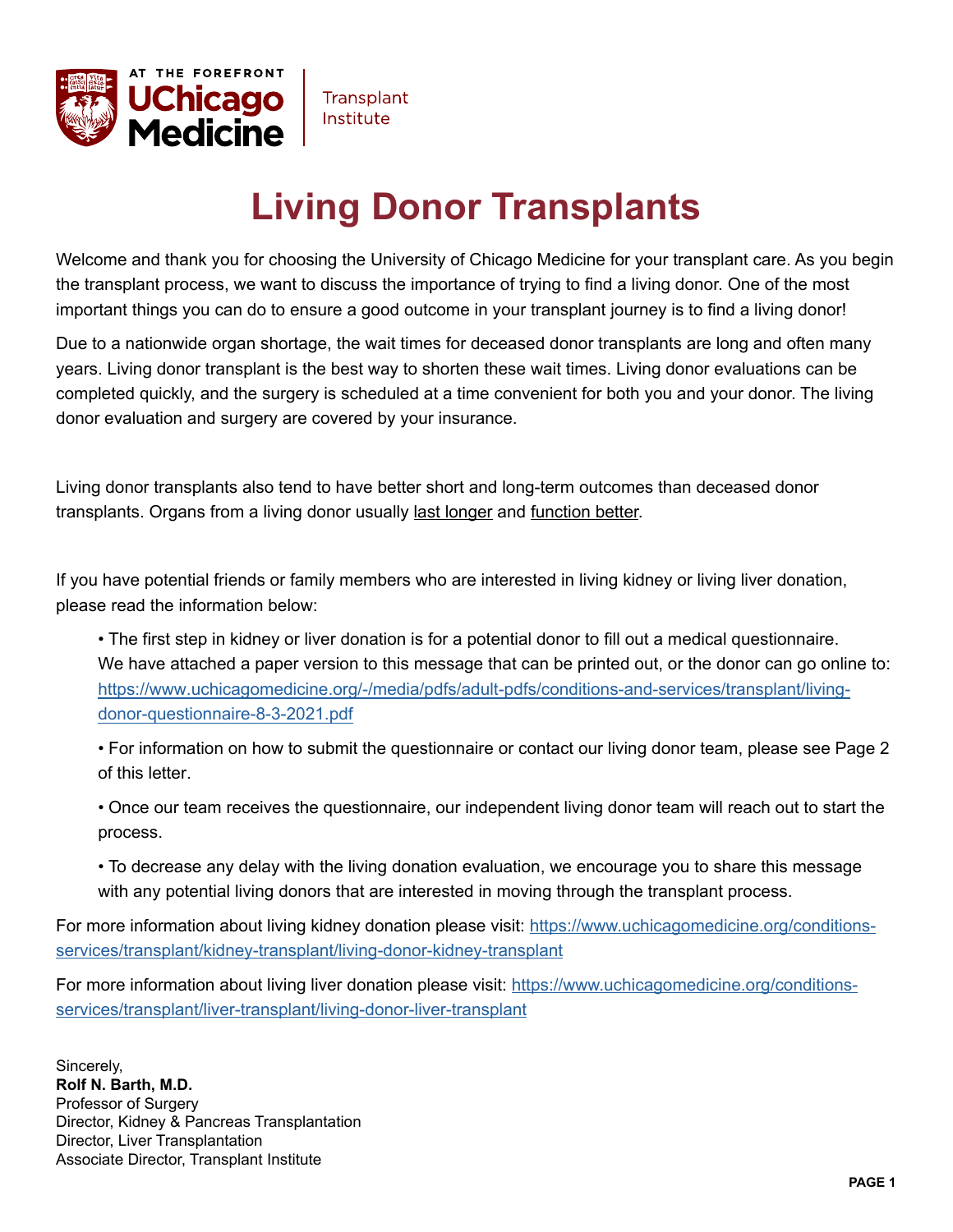AT THE FOREFRONT **UChicago Medicine** | Transplant Institute

# Living Donor Transplants

Welcome and thank you for choosing the University of Chicago Medicine for your transplant care. As you begin the transplant process, we want to discuss the importance of trying to find a living donor. One of the most important things you can do to ensure a good outcome in your transplant journey is to find a living donor!

Due to a nationwide organ shortage, the wait times for deceased donor transplants are long and often many years. Living donor transplant is the best way to shorten these wait times. Living donor evaluations can be completed quickly, and the surgery is scheduled at a time convenient for both you and your donor. The living donor evaluation and surgery are covered by your insurance.

Living donor transplants also tend to have better short and long-term outcomes than deceased donor transplants. Organs from a living donor usually last longer and function better.

If you have potential friends or family members who are interested in living kidney or living liver donation, please read the information below:

- The first step in kidney or liver donation is for a potential donor to fill out a medical questionnaire. We have attached a paper version to this message that can be printed out, or the donor can go online to: https://www.uchicagomedicine.org/-/media/pdfs/adult-pdfs/conditions-and-services/transplant/living-donor-questionnaire-8-3-2021.pdf
- For information on how to submit the questionnaire or contact our living donor team, please see Page 2 of this letter.
- Once our team receives the questionnaire, our independent living donor team will reach out to start the process.
- To decrease any delay with the living donation evaluation, we encourage you to share this message with any potential living donors that are interested in moving through the transplant process.

For more information about living kidney donation please visit: https://www.uchicagomedicine.org/conditions-services/transplant/kidney-transplant/living-donor-kidney-transplant

For more information about living liver donation please visit: https://www.uchicagomedicine.org/conditions-services/transplant/liver-transplant/living-donor-liver-transplant

Sincerely,
**Rolf N. Barth, M.D.**
Professor of Surgery
Director, Kidney & Pancreas Transplantation
Director, Liver Transplantation
Associate Director, Transplant Institute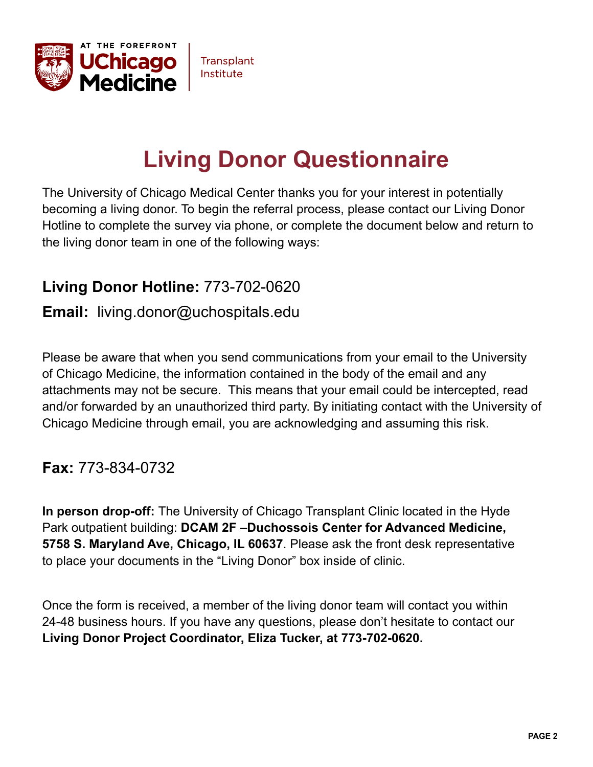AT THE FOREFRONT **UChicago Medicine** | Transplant Institute

# Living Donor Questionnaire

The University of Chicago Medical Center thanks you for your interest in potentially becoming a living donor. To begin the referral process, please contact our Living Donor Hotline to complete the survey via phone, or complete the document below and return to the living donor team in one of the following ways:

### **Living Donor Hotline:** 773-702-0620

### **Email:** living.donor@uchospitals.edu

Please be aware that when you send communications from your email to the University of Chicago Medicine, the information contained in the body of the email and any attachments may not be secure. This means that your email could be intercepted, read and/or forwarded by an unauthorized third party. By initiating contact with the University of Chicago Medicine through email, you are acknowledging and assuming this risk.

### **Fax:** 773-834-0732

**In person drop-off:** The University of Chicago Transplant Clinic located in the Hyde Park outpatient building: **DCAM 2F –Duchossois Center for Advanced Medicine, 5758 S. Maryland Ave, Chicago, IL 60637**. Please ask the front desk representative to place your documents in the "Living Donor" box inside of clinic.

Once the form is received, a member of the living donor team will contact you within 24-48 business hours. If you have any questions, please don't hesitate to contact our **Living Donor Project Coordinator, Eliza Tucker, at 773-702-0620.**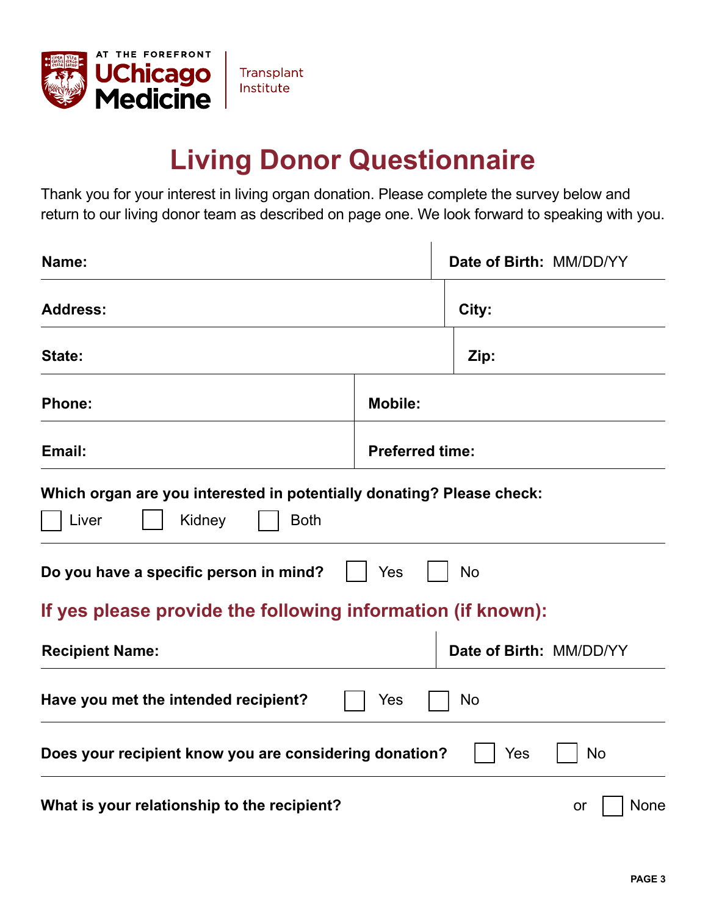AT THE FOREFRONT
**UChicago Medicine**
Transplant Institute

# Living Donor Questionnaire

Thank you for your interest in living organ donation. Please complete the survey below and return to our living donor team as described on page one. We look forward to speaking with you.

**Name:** | **Date of Birth:** MM/DD/YY

**Address:** | **City:**

**State:** | **Zip:**

**Phone:** | **Mobile:**

**Email:** | **Preferred time:**

**Which organ are you interested in potentially donating? Please check:**

☐ Liver ☐ Kidney ☐ Both

**Do you have a specific person in mind?** ☐ Yes ☐ No

## If yes please provide the following information (if known):

**Recipient Name:** | **Date of Birth:** MM/DD/YY

**Have you met the intended recipient?** ☐ Yes ☐ No

**Does your recipient know you are considering donation?** ☐ Yes ☐ No

**What is your relationship to the recipient?** or ☐ None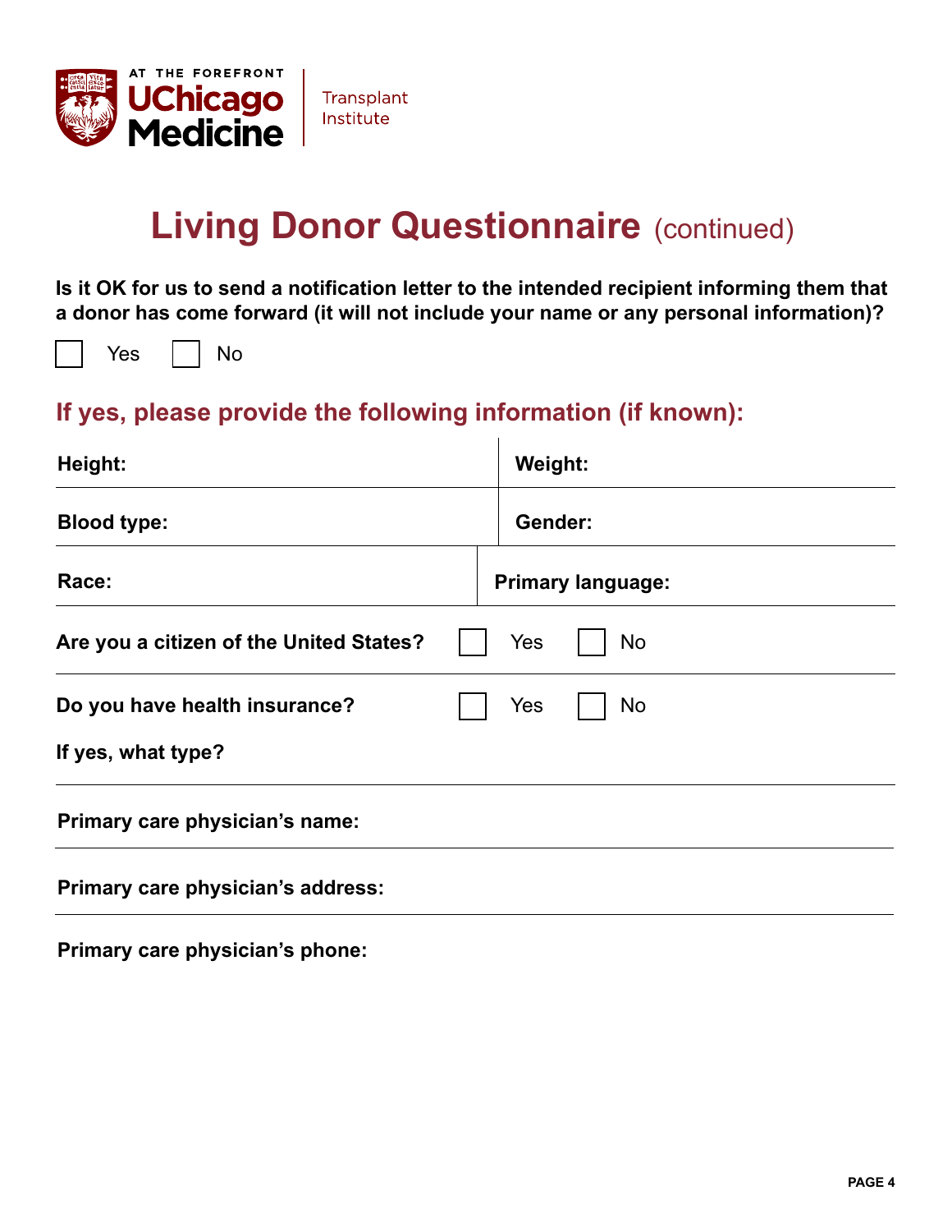# Living Donor Questionnaire (continued)

**Is it OK for us to send a notification letter to the intended recipient informing them that a donor has come forward (it will not include your name or any personal information)?**

☐ Yes ☐ No

## If yes, please provide the following information (if known):

| | |
|---|---|
| **Height:** | **Weight:** |
| **Blood type:** | **Gender:** |
| **Race:** | **Primary language:** |

**Are you a citizen of the United States?** ☐ Yes ☐ No

**Do you have health insurance?** ☐ Yes ☐ No

**If yes, what type?**

**Primary care physician's name:**

**Primary care physician's address:**

**Primary care physician's phone:**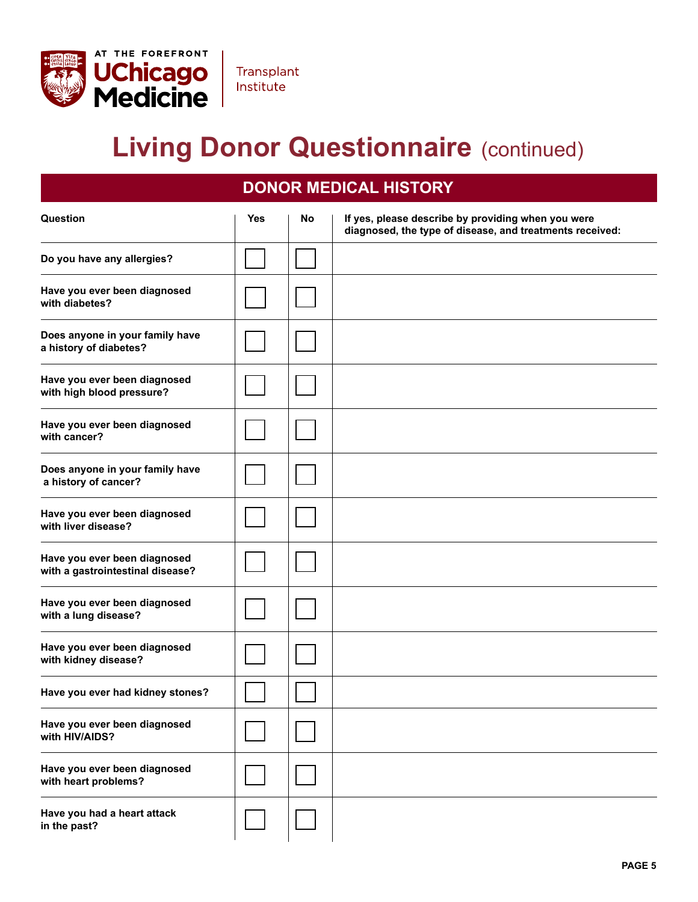AT THE FOREFRONT
UChicago Medicine
Transplant Institute

# Living Donor Questionnaire (continued)

## DONOR MEDICAL HISTORY

| Question | Yes | No | If yes, please describe by providing when you were diagnosed, the type of disease, and treatments received: |
|---|---|---|---|
| Do you have any allergies? | ☐ | ☐ | |
| Have you ever been diagnosed with diabetes? | ☐ | ☐ | |
| Does anyone in your family have a history of diabetes? | ☐ | ☐ | |
| Have you ever been diagnosed with high blood pressure? | ☐ | ☐ | |
| Have you ever been diagnosed with cancer? | ☐ | ☐ | |
| Does anyone in your family have a history of cancer? | ☐ | ☐ | |
| Have you ever been diagnosed with liver disease? | ☐ | ☐ | |
| Have you ever been diagnosed with a gastrointestinal disease? | ☐ | ☐ | |
| Have you ever been diagnosed with a lung disease? | ☐ | ☐ | |
| Have you ever been diagnosed with kidney disease? | ☐ | ☐ | |
| Have you ever had kidney stones? | ☐ | ☐ | |
| Have you ever been diagnosed with HIV/AIDS? | ☐ | ☐ | |
| Have you ever been diagnosed with heart problems? | ☐ | ☐ | |
| Have you had a heart attack in the past? | ☐ | ☐ | |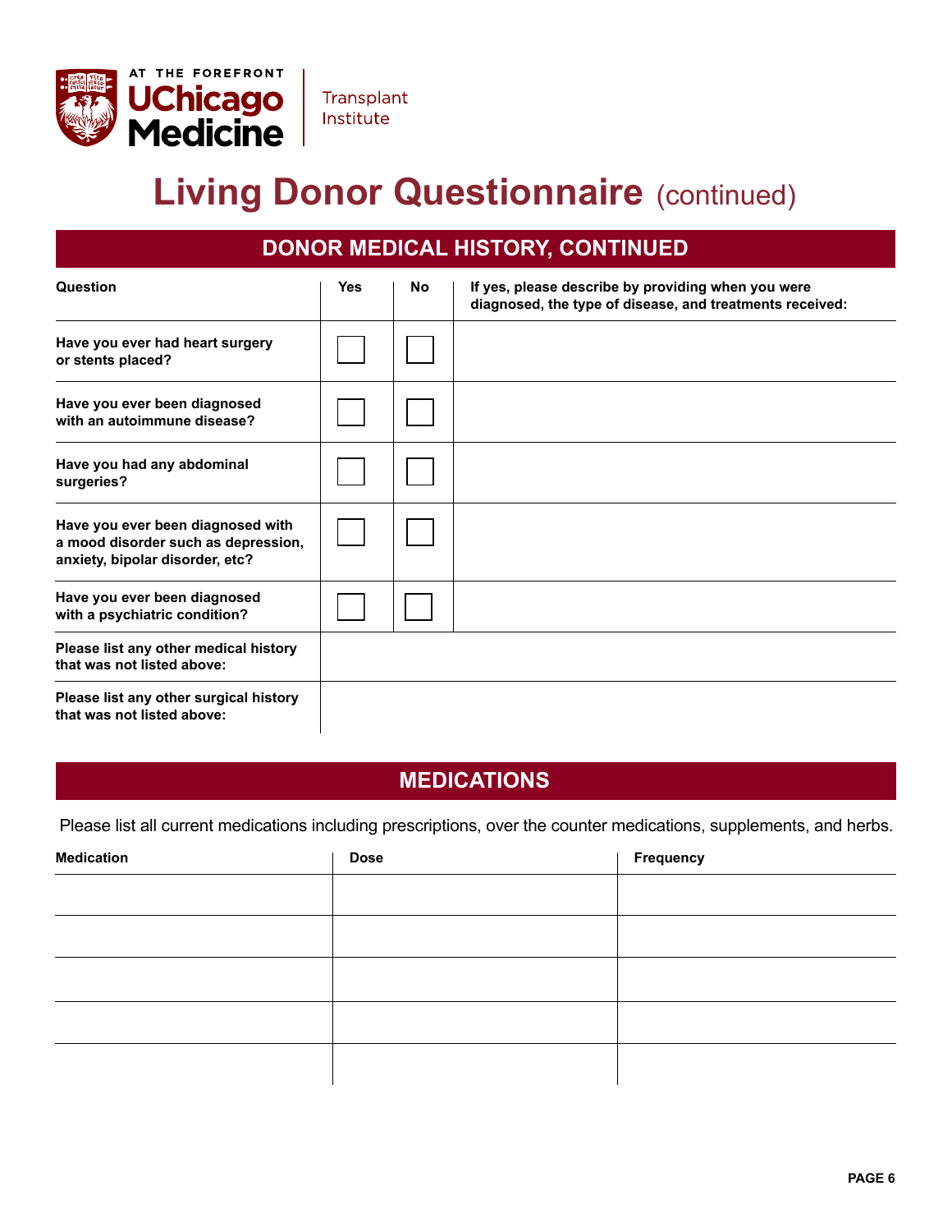# Living Donor Questionnaire (continued)

## DONOR MEDICAL HISTORY, CONTINUED

| Question | Yes | No | If yes, please describe by providing when you were diagnosed, the type of disease, and treatments received: |
|---|---|---|---|
| Have you ever had heart surgery or stents placed? | ☐ | ☐ | |
| Have you ever been diagnosed with an autoimmune disease? | ☐ | ☐ | |
| Have you had any abdominal surgeries? | ☐ | ☐ | |
| Have you ever been diagnosed with a mood disorder such as depression, anxiety, bipolar disorder, etc? | ☐ | ☐ | |
| Have you ever been diagnosed with a psychiatric condition? | ☐ | ☐ | |
| Please list any other medical history that was not listed above: | | | |
| Please list any other surgical history that was not listed above: | | | |

## MEDICATIONS

Please list all current medications including prescriptions, over the counter medications, supplements, and herbs.

| Medication | Dose | Frequency |
|---|---|---|
| | | |
| | | |
| | | |
| | | |
| | | |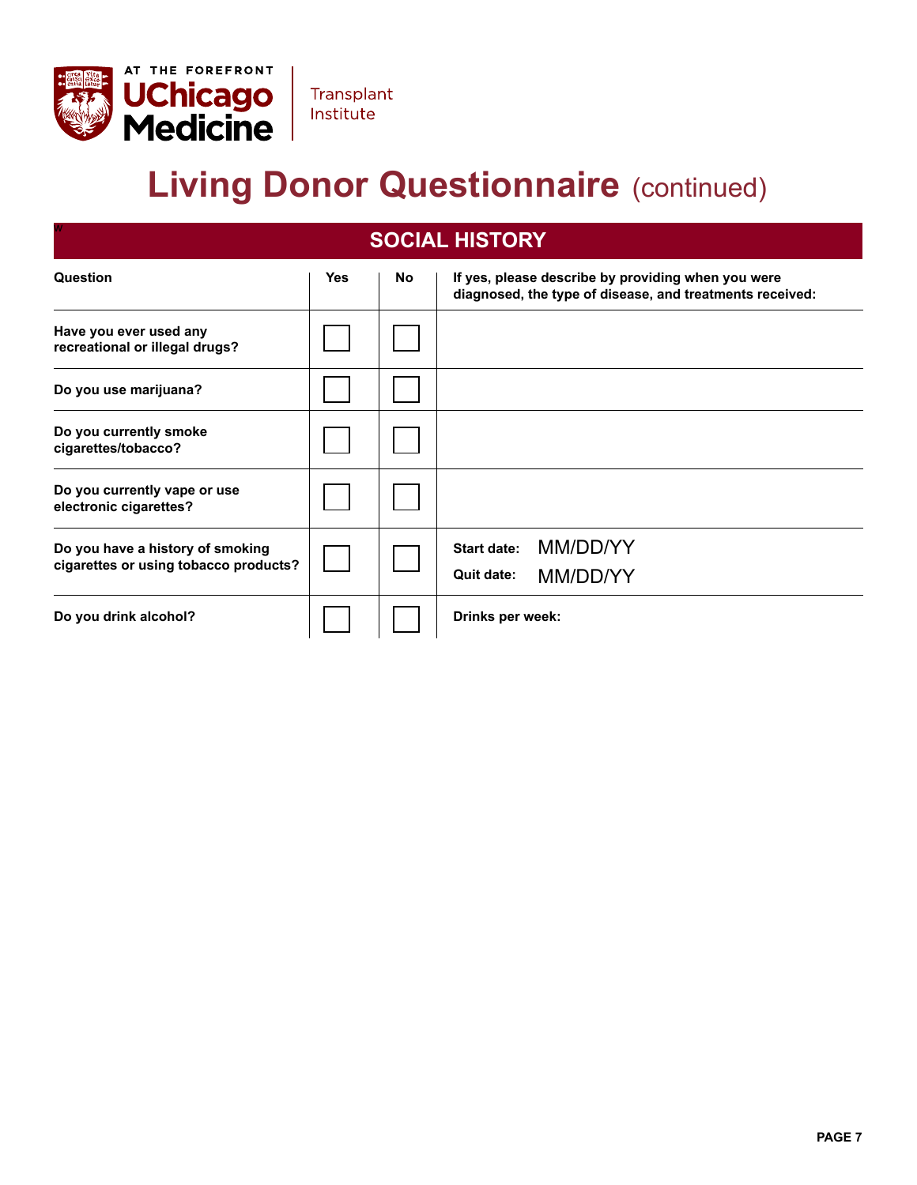# Living Donor Questionnaire (continued)

## SOCIAL HISTORY

| Question | Yes | No | If yes, please describe by providing when you were diagnosed, the type of disease, and treatments received: |
|---|---|---|---|
| Have you ever used any recreational or illegal drugs? | ☐ | ☐ | |
| Do you use marijuana? | ☐ | ☐ | |
| Do you currently smoke cigarettes/tobacco? | ☐ | ☐ | |
| Do you currently vape or use electronic cigarettes? | ☐ | ☐ | |
| Do you have a history of smoking cigarettes or using tobacco products? | ☐ | ☐ | **Start date:** MM/DD/YY<br>**Quit date:** MM/DD/YY |
| Do you drink alcohol? | ☐ | ☐ | **Drinks per week:** |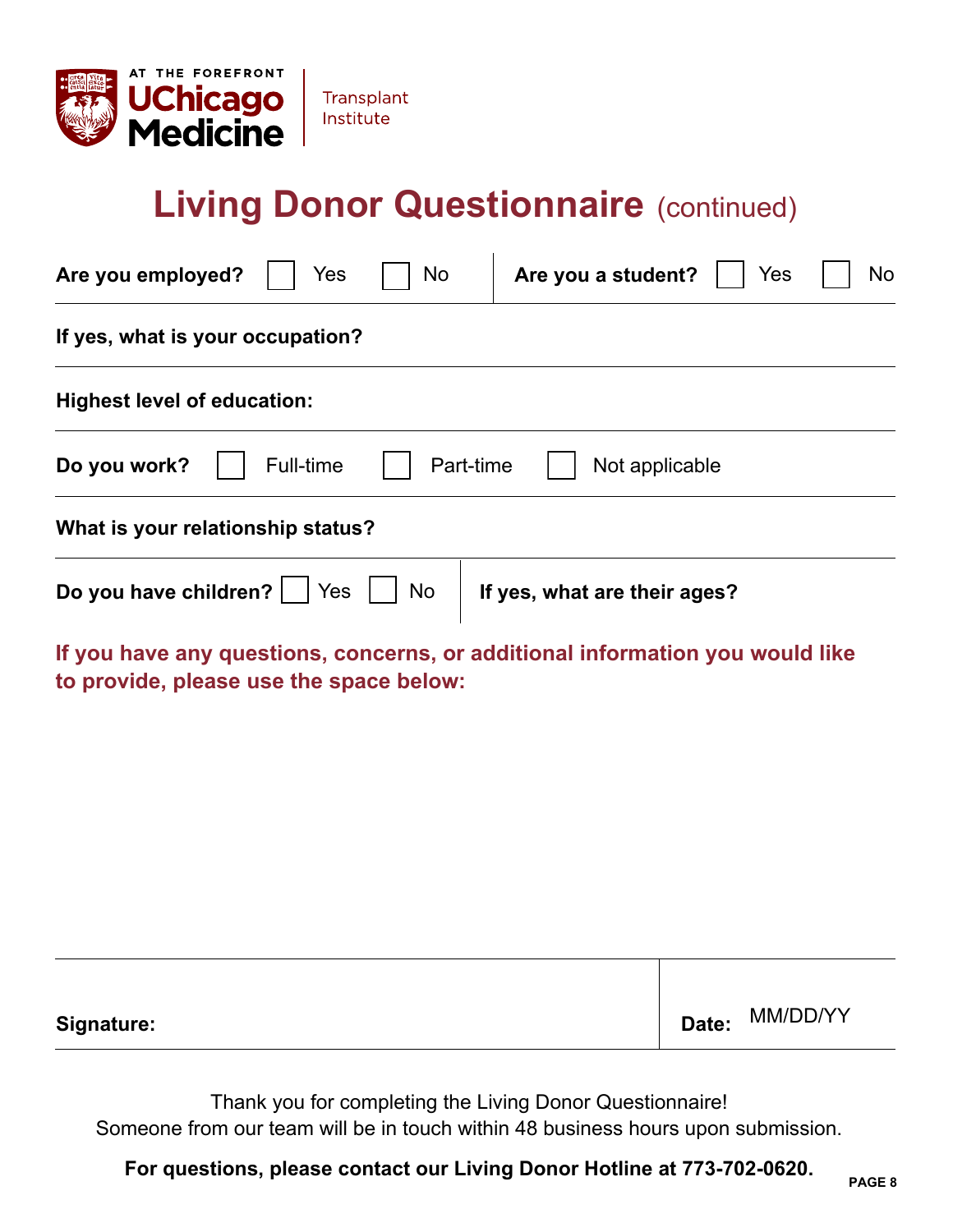AT THE FOREFRONT
UChicago Medicine | Transplant Institute

# Living Donor Questionnaire (continued)

**Are you employed?** ☐ Yes ☐ No | **Are you a student?** ☐ Yes ☐ No

**If yes, what is your occupation?**

**Highest level of education:**

**Do you work?** ☐ Full-time ☐ Part-time ☐ Not applicable

**What is your relationship status?**

**Do you have children?** ☐ Yes ☐ No | **If yes, what are their ages?**

**If you have any questions, concerns, or additional information you would like to provide, please use the space below:**

**Signature:** | **Date:** MM/DD/YY

Thank you for completing the Living Donor Questionnaire!
Someone from our team will be in touch within 48 business hours upon submission.

**For questions, please contact our Living Donor Hotline at 773-702-0620.**